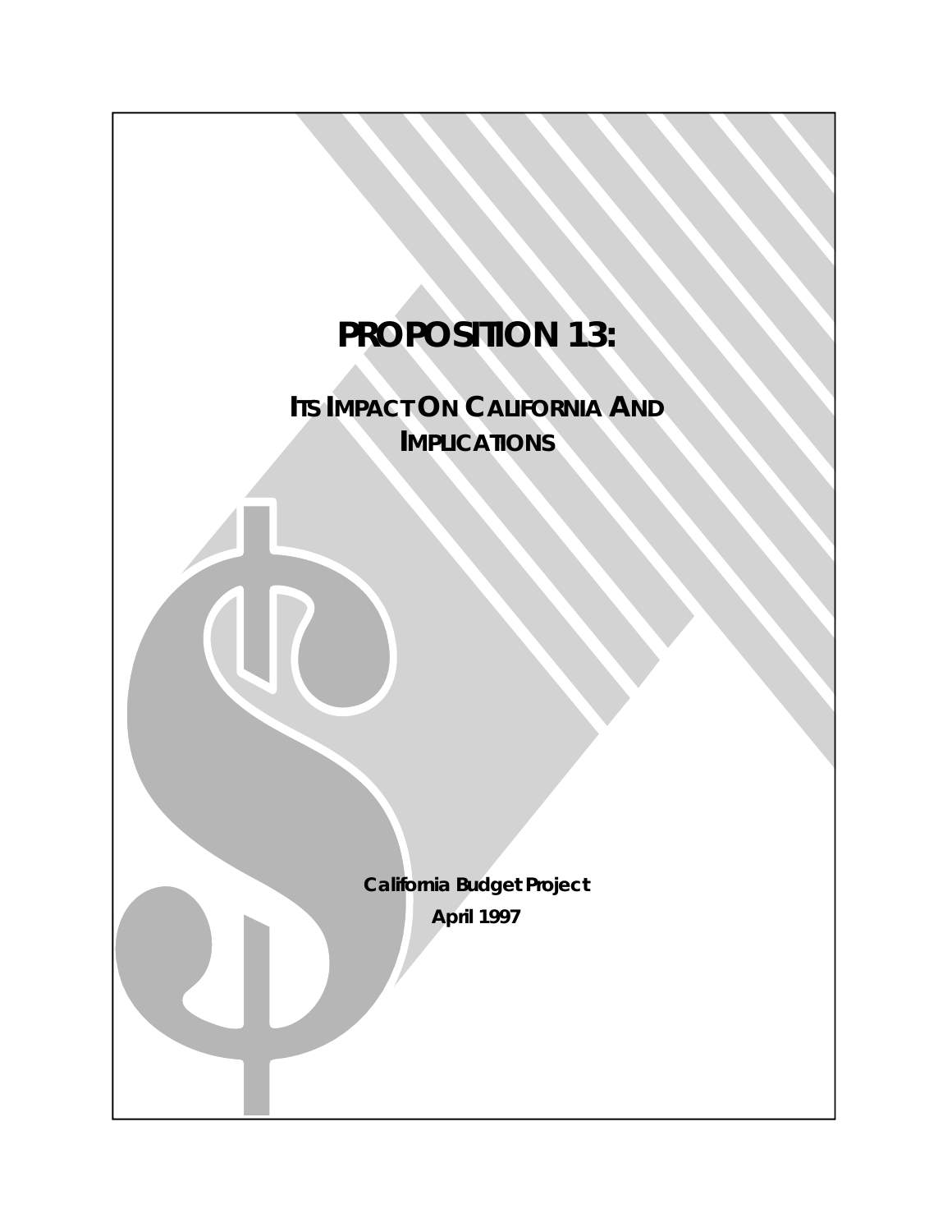# PROPOSITION 13:

## ITS IMPACT ON CALIFORNIA AND IMPLICATIONS

**California Budget Project**

**April 1997**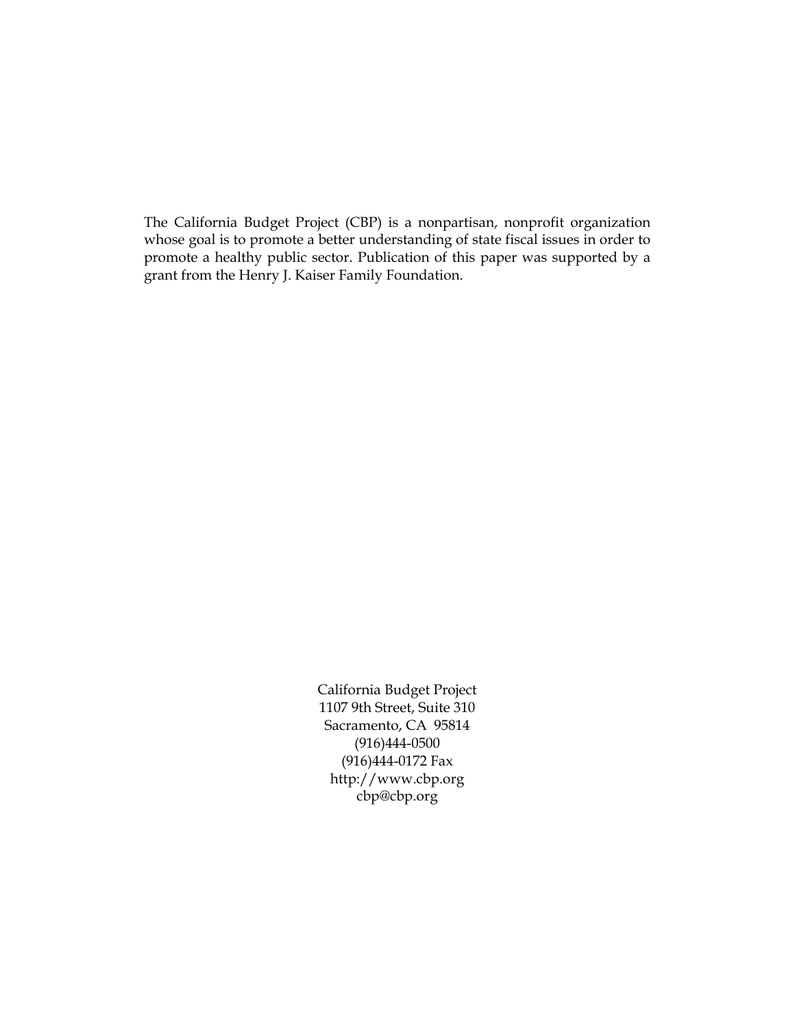The California Budget Project (CBP) is a nonpartisan, nonprofit organization whose goal is to promote a better understanding of state fiscal issues in order to promote a healthy public sector. Publication of this paper was supported by a grant from the Henry J. Kaiser Family Foundation.

California Budget Project  
1107 9th Street, Suite 310  
Sacramento, CA 95814  
(916)444-0500  
(916)444-0172 Fax  
http://www.cbp.org  
cbp@cbp.org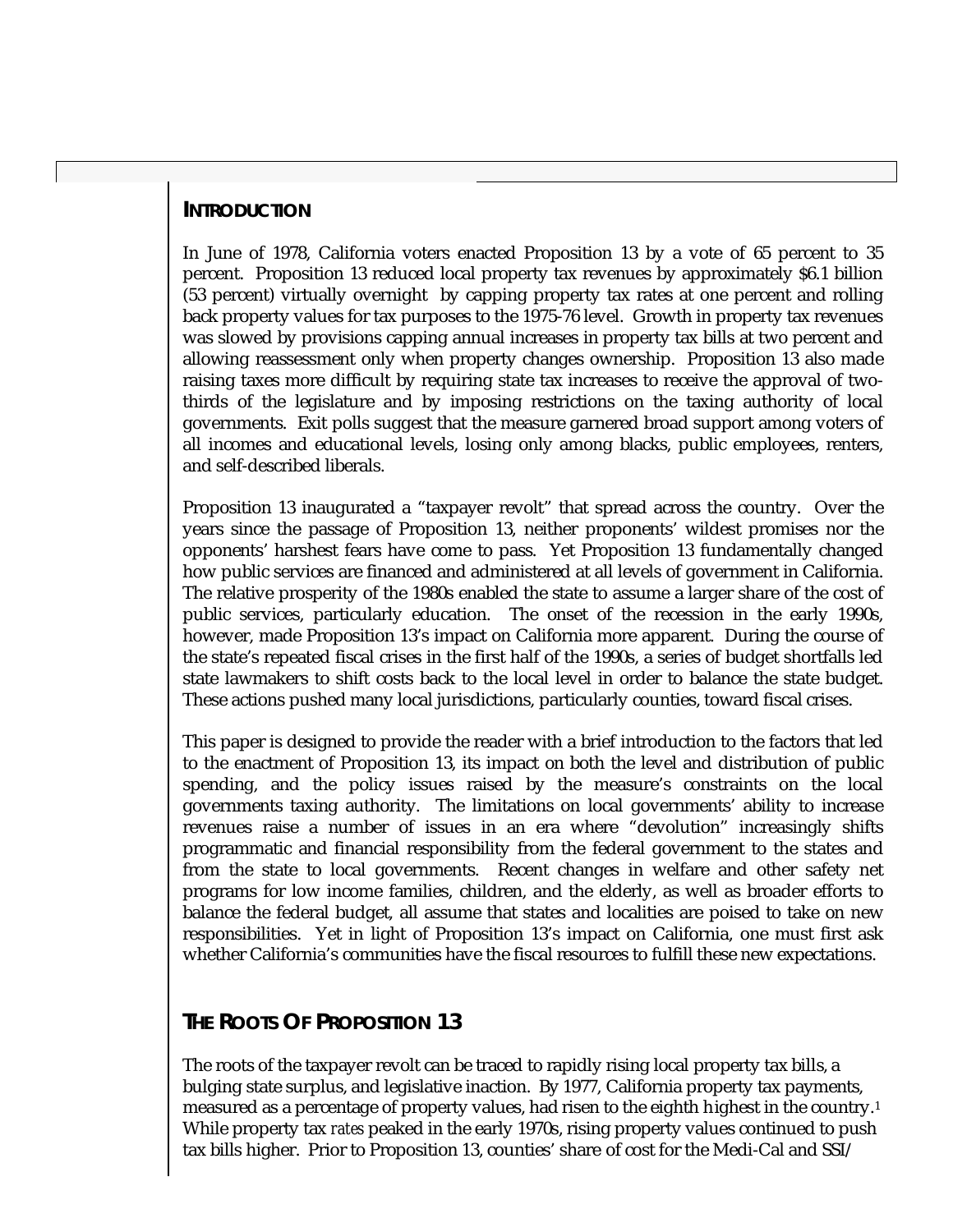## INTRODUCTION

In June of 1978, California voters enacted Proposition 13 by a vote of 65 percent to 35 percent. Proposition 13 reduced local property tax revenues by approximately $6.1 billion (53 percent) virtually overnight by capping property tax rates at one percent and rolling back property values for tax purposes to the 1975-76 level. Growth in property tax revenues was slowed by provisions capping annual increases in property tax bills at two percent and allowing reassessment only when property changes ownership. Proposition 13 also made raising taxes more difficult by requiring state tax increases to receive the approval of two-thirds of the legislature and by imposing restrictions on the taxing authority of local governments. Exit polls suggest that the measure garnered broad support among voters of all incomes and educational levels, losing only among blacks, public employees, renters, and self-described liberals.

Proposition 13 inaugurated a "taxpayer revolt" that spread across the country. Over the years since the passage of Proposition 13, neither proponents' wildest promises nor the opponents' harshest fears have come to pass. Yet Proposition 13 fundamentally changed how public services are financed and administered at all levels of government in California. The relative prosperity of the 1980s enabled the state to assume a larger share of the cost of public services, particularly education. The onset of the recession in the early 1990s, however, made Proposition 13's impact on California more apparent. During the course of the state's repeated fiscal crises in the first half of the 1990s, a series of budget shortfalls led state lawmakers to shift costs back to the local level in order to balance the state budget. These actions pushed many local jurisdictions, particularly counties, toward fiscal crises.

This paper is designed to provide the reader with a brief introduction to the factors that led to the enactment of Proposition 13, its impact on both the level and distribution of public spending, and the policy issues raised by the measure's constraints on the local governments taxing authority. The limitations on local governments' ability to increase revenues raise a number of issues in an era where "devolution" increasingly shifts programmatic and financial responsibility from the federal government to the states and from the state to local governments. Recent changes in welfare and other safety net programs for low income families, children, and the elderly, as well as broader efforts to balance the federal budget, all assume that states and localities are poised to take on new responsibilities. Yet in light of Proposition 13's impact on California, one must first ask whether California's communities have the fiscal resources to fulfill these new expectations.

## THE ROOTS OF PROPOSITION 13

The roots of the taxpayer revolt can be traced to rapidly rising local property tax bills, a bulging state surplus, and legislative inaction. By 1977, California property tax payments, measured as a percentage of property values, had risen to the eighth highest in the country.[1] While property tax *rates* peaked in the early 1970s, rising property values continued to push tax bills higher. Prior to Proposition 13, counties' share of cost for the Medi-Cal and SSI/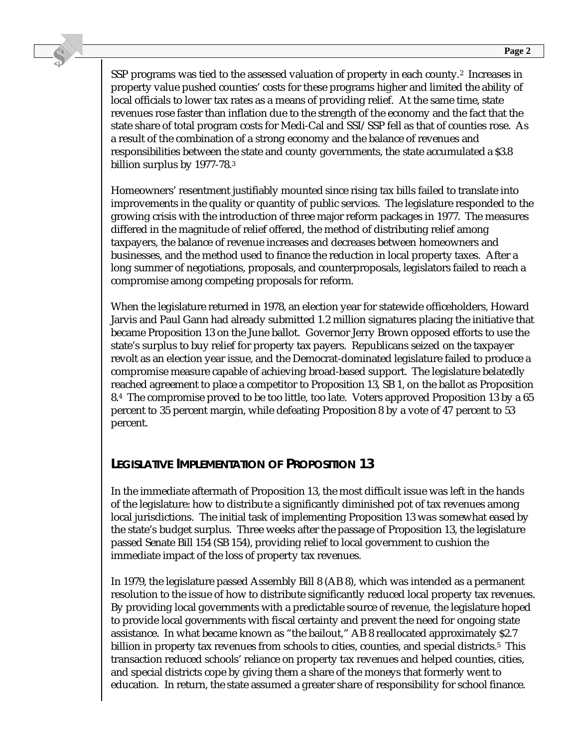SSP programs was tied to the assessed valuation of property in each county.[2] Increases in property value pushed counties' costs for these programs higher and limited the ability of local officials to lower tax rates as a means of providing relief. At the same time, state revenues rose faster than inflation due to the strength of the economy and the fact that the state share of total program costs for Medi-Cal and SSI/SSP fell as that of counties rose. As a result of the combination of a strong economy and the balance of revenues and responsibilities between the state and county governments, the state accumulated a $3.8 billion surplus by 1977-78.[3]

Homeowners' resentment justifiably mounted since rising tax bills failed to translate into improvements in the quality or quantity of public services. The legislature responded to the growing crisis with the introduction of three major reform packages in 1977. The measures differed in the magnitude of relief offered, the method of distributing relief among taxpayers, the balance of revenue increases and decreases between homeowners and businesses, and the method used to finance the reduction in local property taxes. After a long summer of negotiations, proposals, and counterproposals, legislators failed to reach a compromise among competing proposals for reform.

When the legislature returned in 1978, an election year for statewide officeholders, Howard Jarvis and Paul Gann had already submitted 1.2 million signatures placing the initiative that became Proposition 13 on the June ballot. Governor Jerry Brown opposed efforts to use the state's surplus to buy relief for property tax payers. Republicans seized on the taxpayer revolt as an election year issue, and the Democrat-dominated legislature failed to produce a compromise measure capable of achieving broad-based support. The legislature belatedly reached agreement to place a competitor to Proposition 13, SB 1, on the ballot as Proposition 8.[4] The compromise proved to be too little, too late. Voters approved Proposition 13 by a 65 percent to 35 percent margin, while defeating Proposition 8 by a vote of 47 percent to 53 percent.

## LEGISLATIVE IMPLEMENTATION OF PROPOSITION 13

In the immediate aftermath of Proposition 13, the most difficult issue was left in the hands of the legislature: how to distribute a significantly diminished pot of tax revenues among local jurisdictions. The initial task of implementing Proposition 13 was somewhat eased by the state's budget surplus. Three weeks after the passage of Proposition 13, the legislature passed Senate Bill 154 (SB 154), providing relief to local government to cushion the immediate impact of the loss of property tax revenues.

In 1979, the legislature passed Assembly Bill 8 (AB 8), which was intended as a permanent resolution to the issue of how to distribute significantly reduced local property tax revenues. By providing local governments with a predictable source of revenue, the legislature hoped to provide local governments with fiscal certainty and prevent the need for ongoing state assistance. In what became known as "the bailout," AB 8 reallocated approximately $2.7 billion in property tax revenues from schools to cities, counties, and special districts.[5] This transaction reduced schools' reliance on property tax revenues and helped counties, cities, and special districts cope by giving them a share of the moneys that formerly went to education. In return, the state assumed a greater share of responsibility for school finance.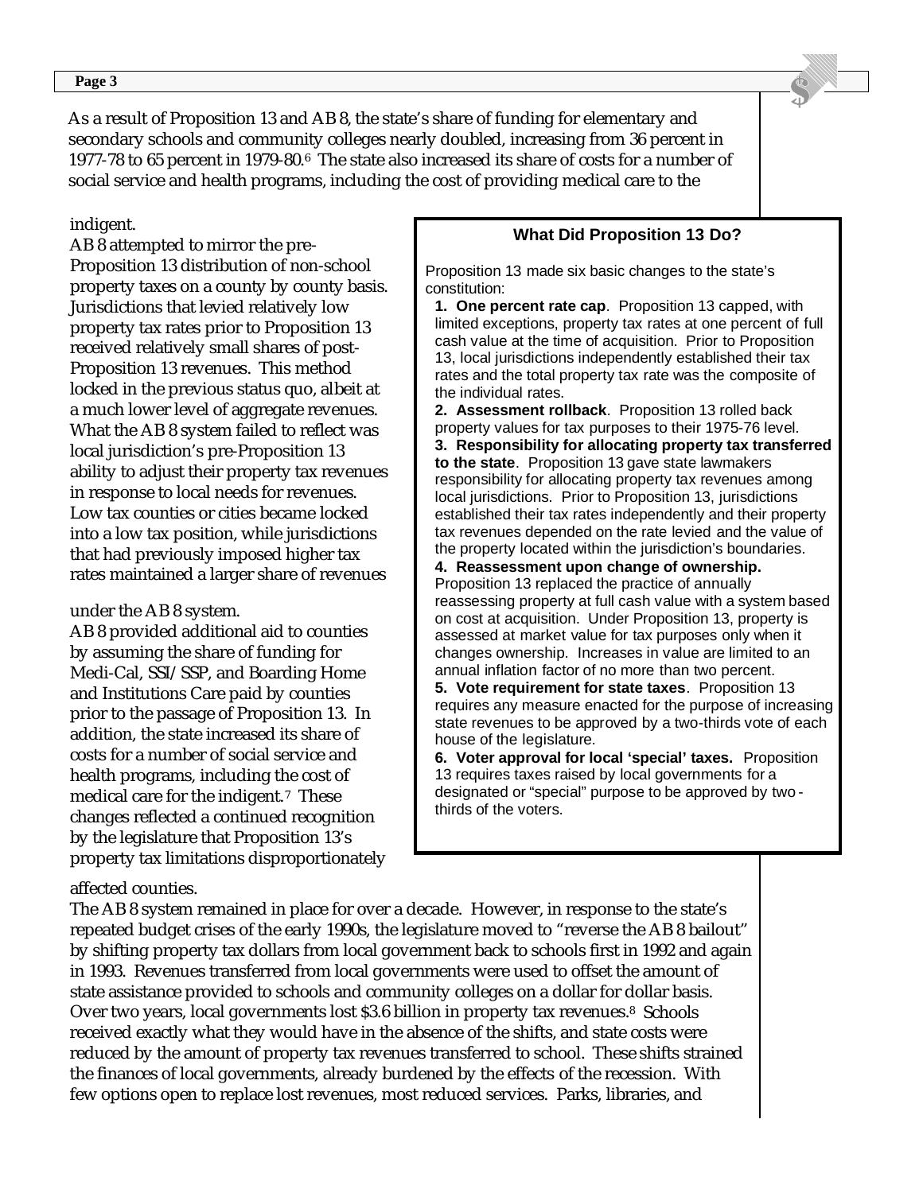As a result of Proposition 13 and AB 8, the state's share of funding for elementary and secondary schools and community colleges nearly doubled, increasing from 36 percent in 1977-78 to 65 percent in 1979-80.[6] The state also increased its share of costs for a number of social service and health programs, including the cost of providing medical care to the indigent.

AB 8 attempted to mirror the pre-Proposition 13 distribution of non-school property taxes on a county by county basis. Jurisdictions that levied relatively low property tax rates prior to Proposition 13 received relatively small shares of post-Proposition 13 revenues. This method locked in the previous status quo, albeit at a much lower level of aggregate revenues. What the AB 8 system failed to reflect was local jurisdiction's pre-Proposition 13 ability to adjust their property tax revenues in response to local needs for revenues. Low tax counties or cities became locked into a low tax position, while jurisdictions that had previously imposed higher tax rates maintained a larger share of revenues under the AB 8 system.

AB 8 provided additional aid to counties by assuming the share of funding for Medi-Cal, SSI/SSP, and Boarding Home and Institutions Care paid by counties prior to the passage of Proposition 13. In addition, the state increased its share of costs for a number of social service and health programs, including the cost of medical care for the indigent.[7] These changes reflected a continued recognition by the legislature that Proposition 13's property tax limitations disproportionately affected counties.

### What Did Proposition 13 Do?

Proposition 13 made six basic changes to the state's constitution:

1. **One percent rate cap**. Proposition 13 capped, with limited exceptions, property tax rates at one percent of full cash value at the time of acquisition. Prior to Proposition 13, local jurisdictions independently established their tax rates and the total property tax rate was the composite of the individual rates.
2. **Assessment rollback**. Proposition 13 rolled back property values for tax purposes to their 1975-76 level.
3. **Responsibility for allocating property tax transferred to the state**. Proposition 13 gave state lawmakers responsibility for allocating property tax revenues among local jurisdictions. Prior to Proposition 13, jurisdictions established their tax rates independently and their property tax revenues depended on the rate levied and the value of the property located within the jurisdiction's boundaries.
4. **Reassessment upon change of ownership.** Proposition 13 replaced the practice of annually reassessing property at full cash value with a system based on cost at acquisition. Under Proposition 13, property is assessed at market value for tax purposes only when it changes ownership. Increases in value are limited to an annual inflation factor of no more than two percent.
5. **Vote requirement for state taxes**. Proposition 13 requires any measure enacted for the purpose of increasing state revenues to be approved by a two-thirds vote of each house of the legislature.
6. **Voter approval for local 'special' taxes.** Proposition 13 requires taxes raised by local governments for a designated or "special" purpose to be approved by two-thirds of the voters.

The AB 8 system remained in place for over a decade. However, in response to the state's repeated budget crises of the early 1990s, the legislature moved to "reverse the AB 8 bailout" by shifting property tax dollars from local government back to schools first in 1992 and again in 1993. Revenues transferred from local governments were used to offset the amount of state assistance provided to schools and community colleges on a dollar for dollar basis. Over two years, local governments lost $3.6 billion in property tax revenues.[8] Schools received exactly what they would have in the absence of the shifts, and state costs were reduced by the amount of property tax revenues transferred to school. These shifts strained the finances of local governments, already burdened by the effects of the recession. With few options open to replace lost revenues, most reduced services. Parks, libraries, and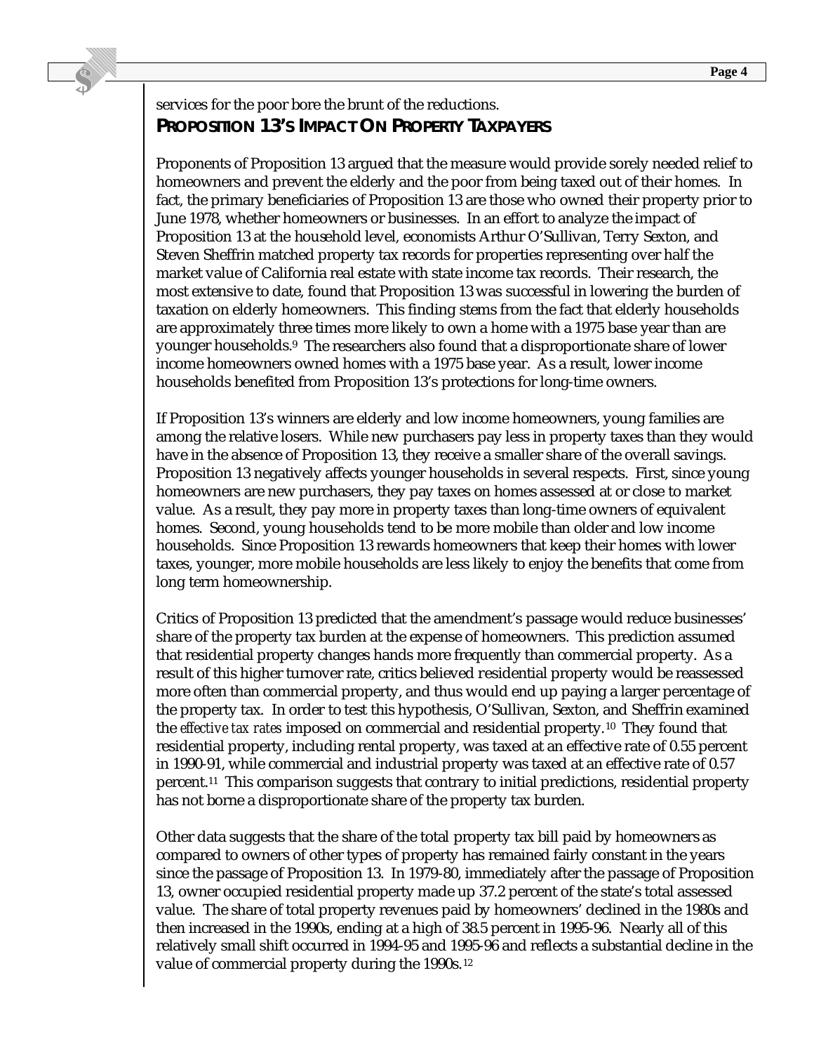services for the poor bore the brunt of the reductions.

## PROPOSITION 13'S IMPACT ON PROPERTY TAXPAYERS

Proponents of Proposition 13 argued that the measure would provide sorely needed relief to homeowners and prevent the elderly and the poor from being taxed out of their homes. In fact, the primary beneficiaries of Proposition 13 are those who owned their property prior to June 1978, whether homeowners or businesses. In an effort to analyze the impact of Proposition 13 at the household level, economists Arthur O'Sullivan, Terry Sexton, and Steven Sheffrin matched property tax records for properties representing over half the market value of California real estate with state income tax records. Their research, the most extensive to date, found that Proposition 13 was successful in lowering the burden of taxation on elderly homeowners. This finding stems from the fact that elderly households are approximately three times more likely to own a home with a 1975 base year than are younger households.[9] The researchers also found that a disproportionate share of lower income homeowners owned homes with a 1975 base year. As a result, lower income households benefited from Proposition 13's protections for long-time owners.

If Proposition 13's winners are elderly and low income homeowners, young families are among the relative losers. While new purchasers pay less in property taxes than they would have in the absence of Proposition 13, they receive a smaller share of the overall savings. Proposition 13 negatively affects younger households in several respects. First, since young homeowners are new purchasers, they pay taxes on homes assessed at or close to market value. As a result, they pay more in property taxes than long-time owners of equivalent homes. Second, young households tend to be more mobile than older and low income households. Since Proposition 13 rewards homeowners that keep their homes with lower taxes, younger, more mobile households are less likely to enjoy the benefits that come from long term homeownership.

Critics of Proposition 13 predicted that the amendment's passage would reduce businesses' share of the property tax burden at the expense of homeowners. This prediction assumed that residential property changes hands more frequently than commercial property. As a result of this higher turnover rate, critics believed residential property would be reassessed more often than commercial property, and thus would end up paying a larger percentage of the property tax. In order to test this hypothesis, O'Sullivan, Sexton, and Sheffrin examined the *effective tax rates* imposed on commercial and residential property.[10] They found that residential property, including rental property, was taxed at an effective rate of 0.55 percent in 1990-91, while commercial and industrial property was taxed at an effective rate of 0.57 percent.[11] This comparison suggests that contrary to initial predictions, residential property has not borne a disproportionate share of the property tax burden.

Other data suggests that the share of the total property tax bill paid by homeowners as compared to owners of other types of property has remained fairly constant in the years since the passage of Proposition 13. In 1979-80, immediately after the passage of Proposition 13, owner occupied residential property made up 37.2 percent of the state's total assessed value. The share of total property revenues paid by homeowners' declined in the 1980s and then increased in the 1990s, ending at a high of 38.5 percent in 1995-96. Nearly all of this relatively small shift occurred in 1994-95 and 1995-96 and reflects a substantial decline in the value of commercial property during the 1990s.[12]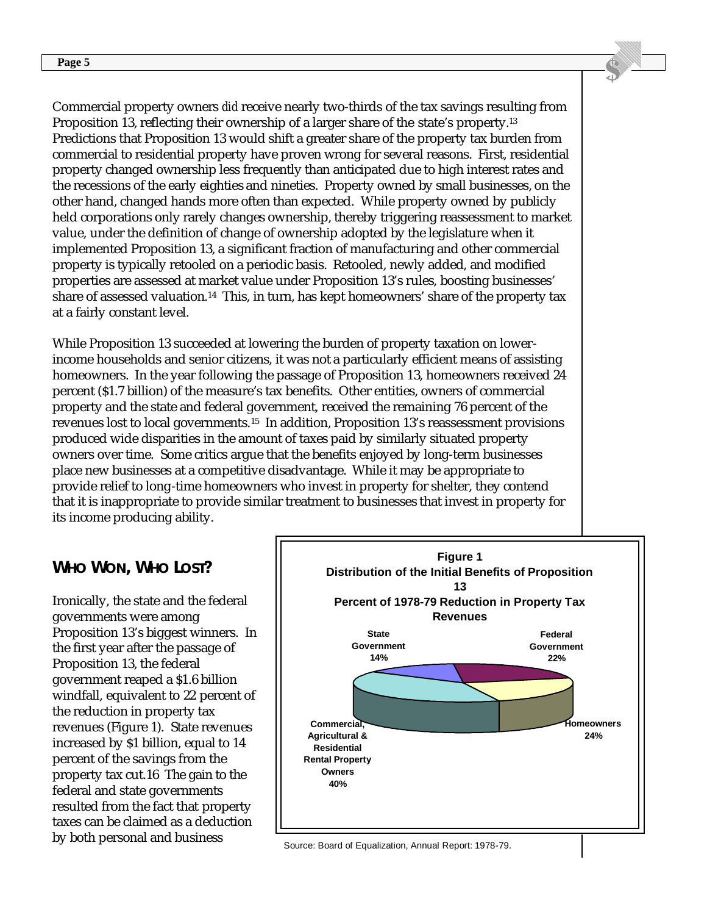Commercial property owners *did* receive nearly two-thirds of the tax savings resulting from Proposition 13, reflecting their ownership of a larger share of the state's property.[13] Predictions that Proposition 13 would shift a greater share of the property tax burden from commercial to residential property have proven wrong for several reasons. First, residential property changed ownership less frequently than anticipated due to high interest rates and the recessions of the early eighties and nineties. Property owned by small businesses, on the other hand, changed hands more often than expected. While property owned by publicly held corporations only rarely changes ownership, thereby triggering reassessment to market value, under the definition of change of ownership adopted by the legislature when it implemented Proposition 13, a significant fraction of manufacturing and other commercial property is typically retooled on a periodic basis. Retooled, newly added, and modified properties are assessed at market value under Proposition 13's rules, boosting businesses' share of assessed valuation.[14] This, in turn, has kept homeowners' share of the property tax at a fairly constant level.

While Proposition 13 succeeded at lowering the burden of property taxation on lower-income households and senior citizens, it was not a particularly efficient means of assisting homeowners. In the year following the passage of Proposition 13, homeowners received 24 percent ($1.7 billion) of the measure's tax benefits. Other entities, owners of commercial property and the state and federal government, received the remaining 76 percent of the revenues lost to local governments.[15] In addition, Proposition 13's reassessment provisions produced wide disparities in the amount of taxes paid by similarly situated property owners over time. Some critics argue that the benefits enjoyed by long-term businesses place new businesses at a competitive disadvantage. While it may be appropriate to provide relief to long-time homeowners who invest in property for shelter, they contend that it is inappropriate to provide similar treatment to businesses that invest in property for its income producing ability.

## WHO WON, WHO LOST?

Ironically, the state and the federal governments were among Proposition 13's biggest winners. In the first year after the passage of Proposition 13, the federal government reaped a $1.6 billion windfall, equivalent to 22 percent of the reduction in property tax revenues (Figure 1). State revenues increased by $1 billion, equal to 14 percent of the savings from the property tax cut.16 The gain to the federal and state governments resulted from the fact that property taxes can be claimed as a deduction by both personal and business

**Figure 1**
**Distribution of the Initial Benefits of Proposition 13**
**Percent of 1978-79 Reduction in Property Tax Revenues**

| Recipient | Percent |
|---|---|
| State Government | 14% |
| Federal Government | 22% |
| Homeowners | 24% |
| Commercial, Agricultural & Residential Rental Property Owners | 40% |

Source: Board of Equalization, Annual Report: 1978-79.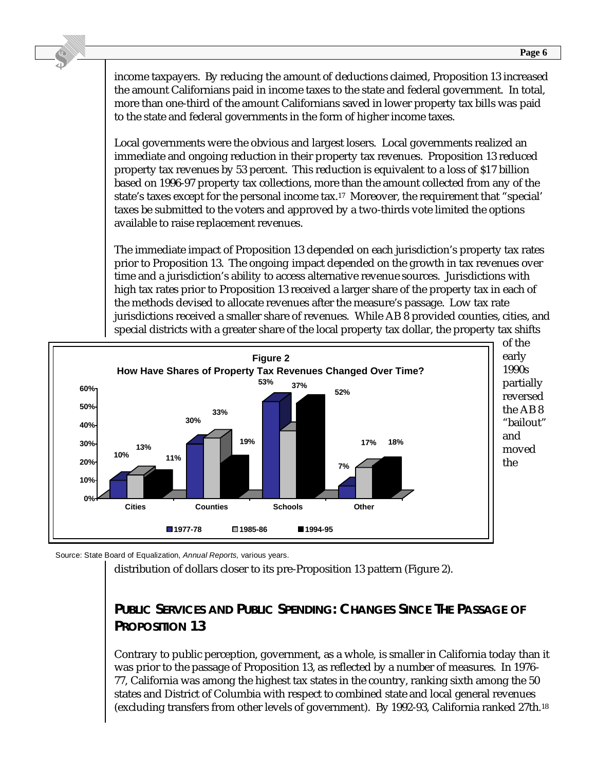income taxpayers. By reducing the amount of deductions claimed, Proposition 13 increased the amount Californians paid in income taxes to the state and federal government. In total, more than one-third of the amount Californians saved in lower property tax bills was paid to the state and federal governments in the form of higher income taxes.

Local governments were the obvious and largest losers. Local governments realized an immediate and ongoing reduction in their property tax revenues. Proposition 13 reduced property tax revenues by 53 percent. This reduction is equivalent to a loss of $17 billion based on 1996-97 property tax collections, more than the amount collected from any of the state's taxes except for the personal income tax.[17] Moreover, the requirement that "special' taxes be submitted to the voters and approved by a two-thirds vote limited the options available to raise replacement revenues.

The immediate impact of Proposition 13 depended on each jurisdiction's property tax rates prior to Proposition 13. The ongoing impact depended on the growth in tax revenues over time and a jurisdiction's ability to access alternative revenue sources. Jurisdictions with high tax rates prior to Proposition 13 received a larger share of the property tax in each of the methods devised to allocate revenues after the measure's passage. Low tax rate jurisdictions received a smaller share of revenues. While AB 8 provided counties, cities, and special districts with a greater share of the local property tax dollar, the property tax shifts of the early 1990s partially reversed the AB 8 "bailout" and moved the distribution of dollars closer to its pre-Proposition 13 pattern (Figure 2).

**Figure 2**
**How Have Shares of Property Tax Revenues Changed Over Time?**

| | 1977-78 | 1985-86 | 1994-95 |
|---|---|---|---|
| Cities | 10% | 13% | 11% |
| Counties | 30% | 33% | 19% |
| Schools | 53% | 37% | 52% |
| Other | 7% | 17% | 18% |

Source: State Board of Equalization, *Annual Reports*, various years.

## PUBLIC SERVICES AND PUBLIC SPENDING: CHANGES SINCE THE PASSAGE OF PROPOSITION 13

Contrary to public perception, government, as a whole, is smaller in California today than it was prior to the passage of Proposition 13, as reflected by a number of measures. In 1976-77, California was among the highest tax states in the country, ranking sixth among the 50 states and District of Columbia with respect to combined state and local general revenues (excluding transfers from other levels of government). By 1992-93, California ranked 27th.[18]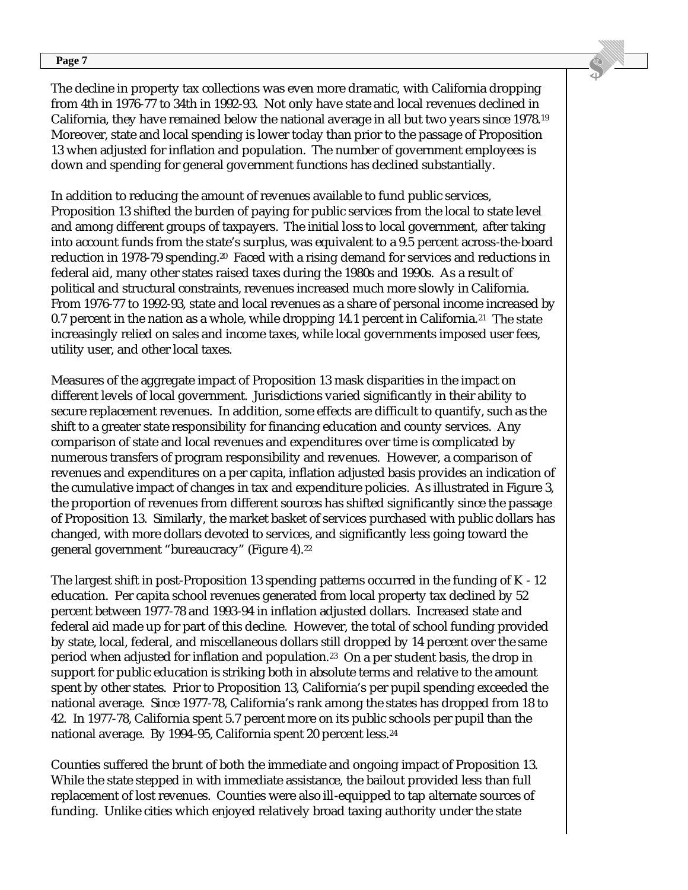The decline in property tax collections was even more dramatic, with California dropping from 4th in 1976-77 to 34th in 1992-93. Not only have state and local revenues declined in California, they have remained below the national average in all but two years since 1978.[19] Moreover, state and local spending is lower today than prior to the passage of Proposition 13 when adjusted for inflation and population. The number of government employees is down and spending for general government functions has declined substantially.

In addition to reducing the amount of revenues available to fund public services, Proposition 13 shifted the burden of paying for public services from the local to state level and among different groups of taxpayers. The initial loss to local government, after taking into account funds from the state's surplus, was equivalent to a 9.5 percent across-the-board reduction in 1978-79 spending.[20] Faced with a rising demand for services and reductions in federal aid, many other states raised taxes during the 1980s and 1990s. As a result of political and structural constraints, revenues increased much more slowly in California. From 1976-77 to 1992-93, state and local revenues as a share of personal income increased by 0.7 percent in the nation as a whole, while dropping 14.1 percent in California.[21] The state increasingly relied on sales and income taxes, while local governments imposed user fees, utility user, and other local taxes.

Measures of the aggregate impact of Proposition 13 mask disparities in the impact on different levels of local government. Jurisdictions varied significantly in their ability to secure replacement revenues. In addition, some effects are difficult to quantify, such as the shift to a greater state responsibility for financing education and county services. Any comparison of state and local revenues and expenditures over time is complicated by numerous transfers of program responsibility and revenues. However, a comparison of revenues and expenditures on a per capita, inflation adjusted basis provides an indication of the cumulative impact of changes in tax and expenditure policies. As illustrated in Figure 3, the proportion of revenues from different sources has shifted significantly since the passage of Proposition 13. Similarly, the market basket of services purchased with public dollars has changed, with more dollars devoted to services, and significantly less going toward the general government "bureaucracy" (Figure 4).[22]

The largest shift in post-Proposition 13 spending patterns occurred in the funding of K - 12 education. Per capita school revenues generated from local property tax declined by 52 percent between 1977-78 and 1993-94 in inflation adjusted dollars. Increased state and federal aid made up for part of this decline. However, the total of school funding provided by state, local, federal, and miscellaneous dollars still dropped by 14 percent over the same period when adjusted for inflation and population.[23] On a per student basis, the drop in support for public education is striking both in absolute terms and relative to the amount spent by other states. Prior to Proposition 13, California's per pupil spending exceeded the national average. Since 1977-78, California's rank among the states has dropped from 18 to 42. In 1977-78, California spent 5.7 percent more on its public schools per pupil than the national average. By 1994-95, California spent 20 percent less.[24]

Counties suffered the brunt of both the immediate and ongoing impact of Proposition 13. While the state stepped in with immediate assistance, the bailout provided less than full replacement of lost revenues. Counties were also ill-equipped to tap alternate sources of funding. Unlike cities which enjoyed relatively broad taxing authority under the state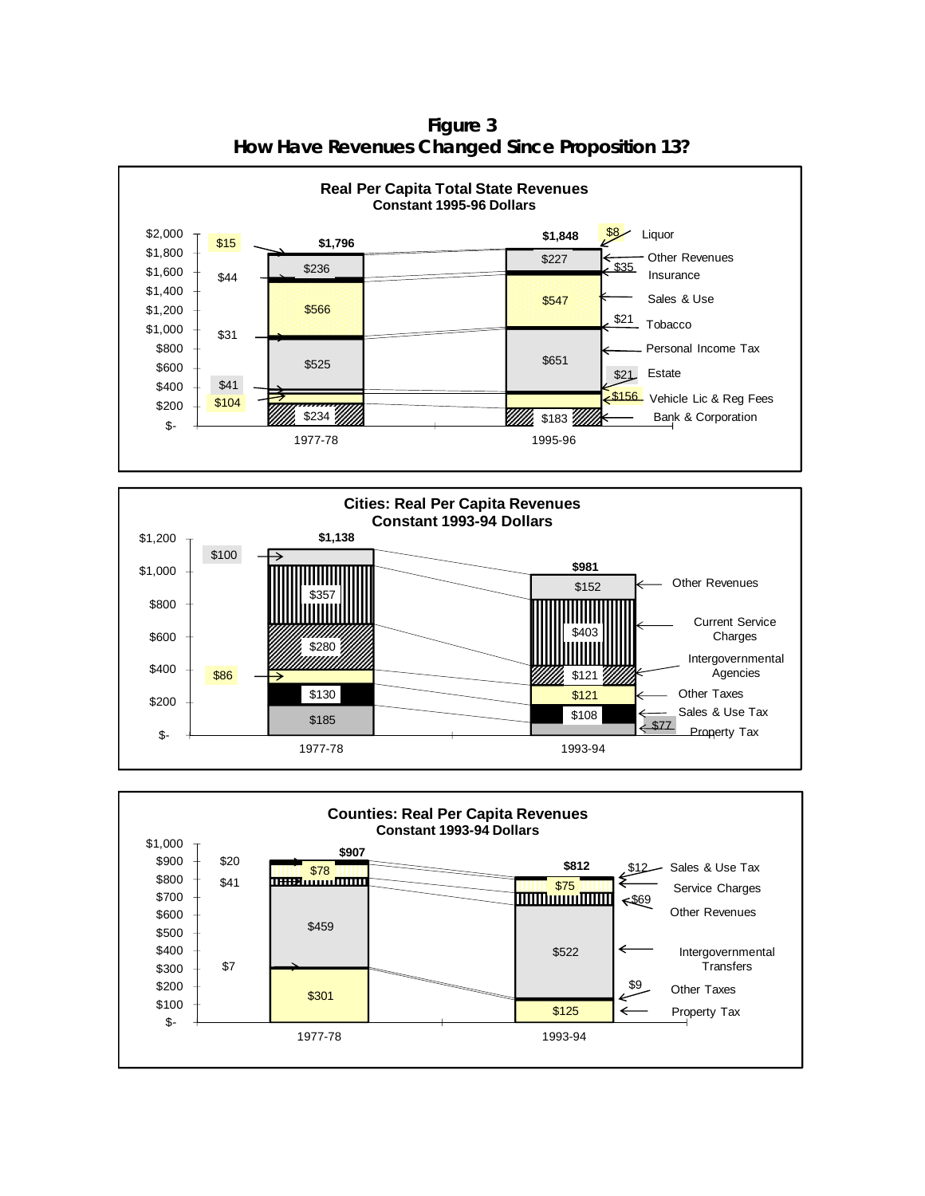**Figure 3**
**How Have Revenues Changed Since Proposition 13?**

**Real Per Capita Total State Revenues**
**Constant 1995-96 Dollars**

| Revenue | 1977-78 | 1995-96 |
| --- | --- | --- |
| Liquor | $15 | $8 |
| Other Revenues | $236 | $227 |
| Insurance | $44 | $35 |
| Sales & Use | $566 | $547 |
| Tobacco | $31 | $21 |
| Personal Income Tax | $525 | $651 |
| Estate | $41 | $21 |
| Vehicle Lic & Reg Fees | $104 | $156 |
| Bank & Corporation | $234 | $183 |
| Total | $1,796 | $1,848 |

**Cities: Real Per Capita Revenues**
**Constant 1993-94 Dollars**

| Revenue | 1977-78 | 1993-94 |
| --- | --- | --- |
| Other Revenues | $100 | $152 |
| Current Service Charges | $357 | $403 |
| Intergovernmental Agencies | $280 | $121 |
| Other Taxes | $86 | $121 |
| Sales & Use Tax | $130 | $108 |
| Property Tax | $185 | $77 |
| Total | $1,138 | $981 |

**Counties: Real Per Capita Revenues**
**Constant 1993-94 Dollars**

| Revenue | 1977-78 | 1993-94 |
| --- | --- | --- |
| Sales & Use Tax | $20 | $12 |
| Service Charges | $78 | $75 |
| Other Revenues | $41 | $69 |
| Intergovernmental Transfers | $459 | $522 |
| Other Taxes | $7 | $9 |
| Property Tax | $301 | $125 |
| Total | $907 | $812 |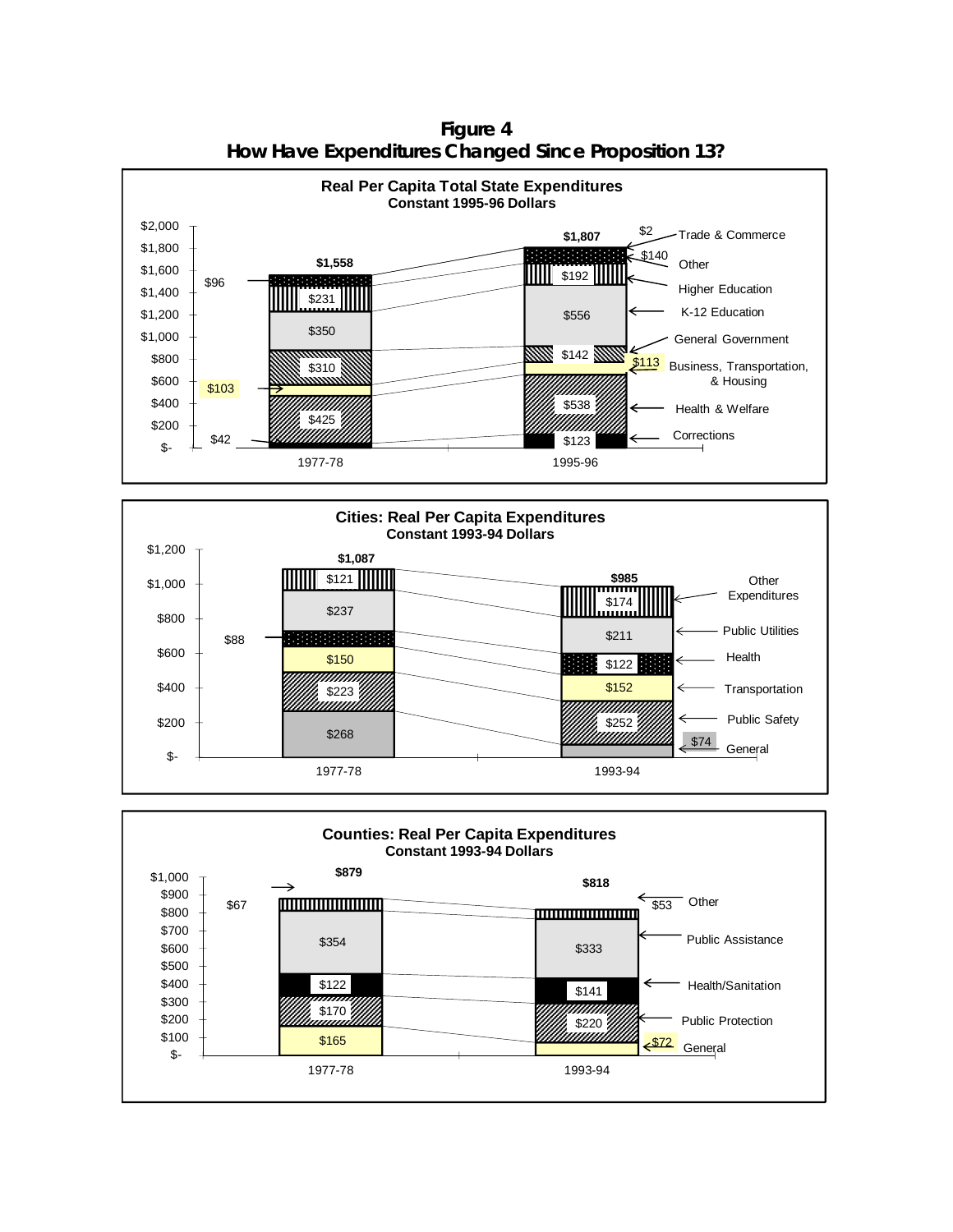**Figure 4**
**How Have Expenditures Changed Since Proposition 13?**

**Real Per Capita Total State Expenditures**
**Constant 1995-96 Dollars**

| Category | 1977-78 | 1995-96 |
|---|---|---|
| Trade & Commerce | | $2 |
| Other | $96 | $140 |
| Higher Education | $231 | $192 |
| K-12 Education | $350 | $556 |
| General Government | $310 | $142 |
| Business, Transportation, & Housing | $103 | $113 |
| Health & Welfare | $425 | $538 |
| Corrections | $42 | $123 |
| Total | $1,558 | $1,807 |

**Cities: Real Per Capita Expenditures**
**Constant 1993-94 Dollars**

| Category | 1977-78 | 1993-94 |
|---|---|---|
| Other Expenditures | $121 | $174 |
| Public Utilities | $237 | $211 |
| Health | $88 | $122 |
| Transportation | $150 | $152 |
| Public Safety | $223 | $252 |
| General | $268 | $74 |
| Total | $1,087 | $985 |

**Counties: Real Per Capita Expenditures**
**Constant 1993-94 Dollars**

| Category | 1977-78 | 1993-94 |
|---|---|---|
| Other | $67 | $53 |
| Public Assistance | $354 | $333 |
| Health/Sanitation | $122 | $141 |
| Public Protection | $170 | $220 |
| General | $165 | $72 |
| Total | $879 | $818 |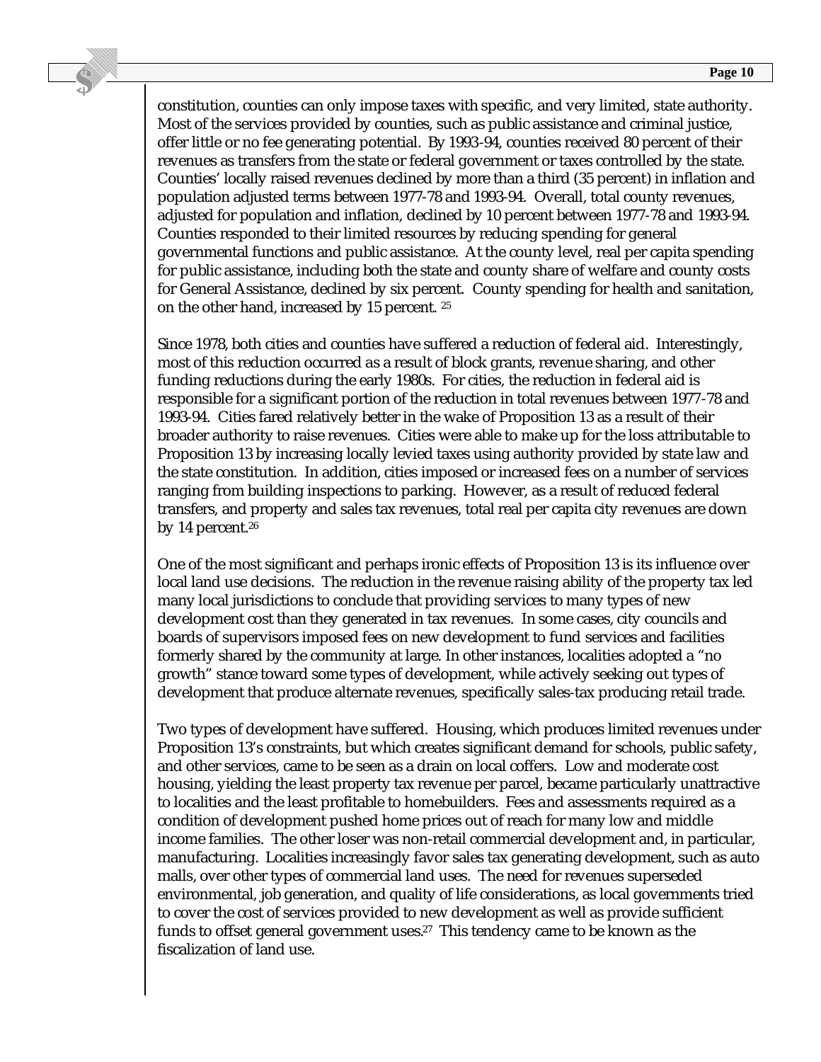constitution, counties can only impose taxes with specific, and very limited, state authority. Most of the services provided by counties, such as public assistance and criminal justice, offer little or no fee generating potential. By 1993-94, counties received 80 percent of their revenues as transfers from the state or federal government or taxes controlled by the state. Counties' locally raised revenues declined by more than a third (35 percent) in inflation and population adjusted terms between 1977-78 and 1993-94. Overall, total county revenues, adjusted for population and inflation, declined by 10 percent between 1977-78 and 1993-94. Counties responded to their limited resources by reducing spending for general governmental functions and public assistance. At the county level, real per capita spending for public assistance, including both the state and county share of welfare and county costs for General Assistance, declined by six percent. County spending for health and sanitation, on the other hand, increased by 15 percent. [25]

Since 1978, both cities and counties have suffered a reduction of federal aid. Interestingly, most of this reduction occurred as a result of block grants, revenue sharing, and other funding reductions during the early 1980s. For cities, the reduction in federal aid is responsible for a significant portion of the reduction in total revenues between 1977-78 and 1993-94. Cities fared relatively better in the wake of Proposition 13 as a result of their broader authority to raise revenues. Cities were able to make up for the loss attributable to Proposition 13 by increasing locally levied taxes using authority provided by state law and the state constitution. In addition, cities imposed or increased fees on a number of services ranging from building inspections to parking. However, as a result of reduced federal transfers, and property and sales tax revenues, total real per capita city revenues are down by 14 percent.[26]

One of the most significant and perhaps ironic effects of Proposition 13 is its influence over local land use decisions. The reduction in the revenue raising ability of the property tax led many local jurisdictions to conclude that providing services to many types of new development cost more than they generated in tax revenues. In some cases, city councils and boards of supervisors imposed fees on new development to fund services and facilities formerly shared by the community at large. In other instances, localities adopted a "no growth" stance toward some types of development, while actively seeking out types of development that produce alternate revenues, specifically sales-tax producing retail trade.

Two types of development have suffered. Housing, which produces limited revenues under Proposition 13's constraints, but which creates significant demand for schools, public safety, and other services, came to be seen as a drain on local coffers. Low and moderate cost housing, yielding the least property tax revenue per parcel, became particularly unattractive to localities and the least profitable to homebuilders. Fees and assessments required as a condition of development pushed home prices out of reach for many low and middle income families. The other loser was non-retail commercial development and, in particular, manufacturing. Localities increasingly favor sales tax generating development, such as auto malls, over other types of commercial land uses. The need for revenues superseded environmental, job generation, and quality of life considerations, as local governments tried to cover the cost of services provided to new development as well as provide sufficient funds to offset general government uses.[27] This tendency came to be known as the fiscalization of land use.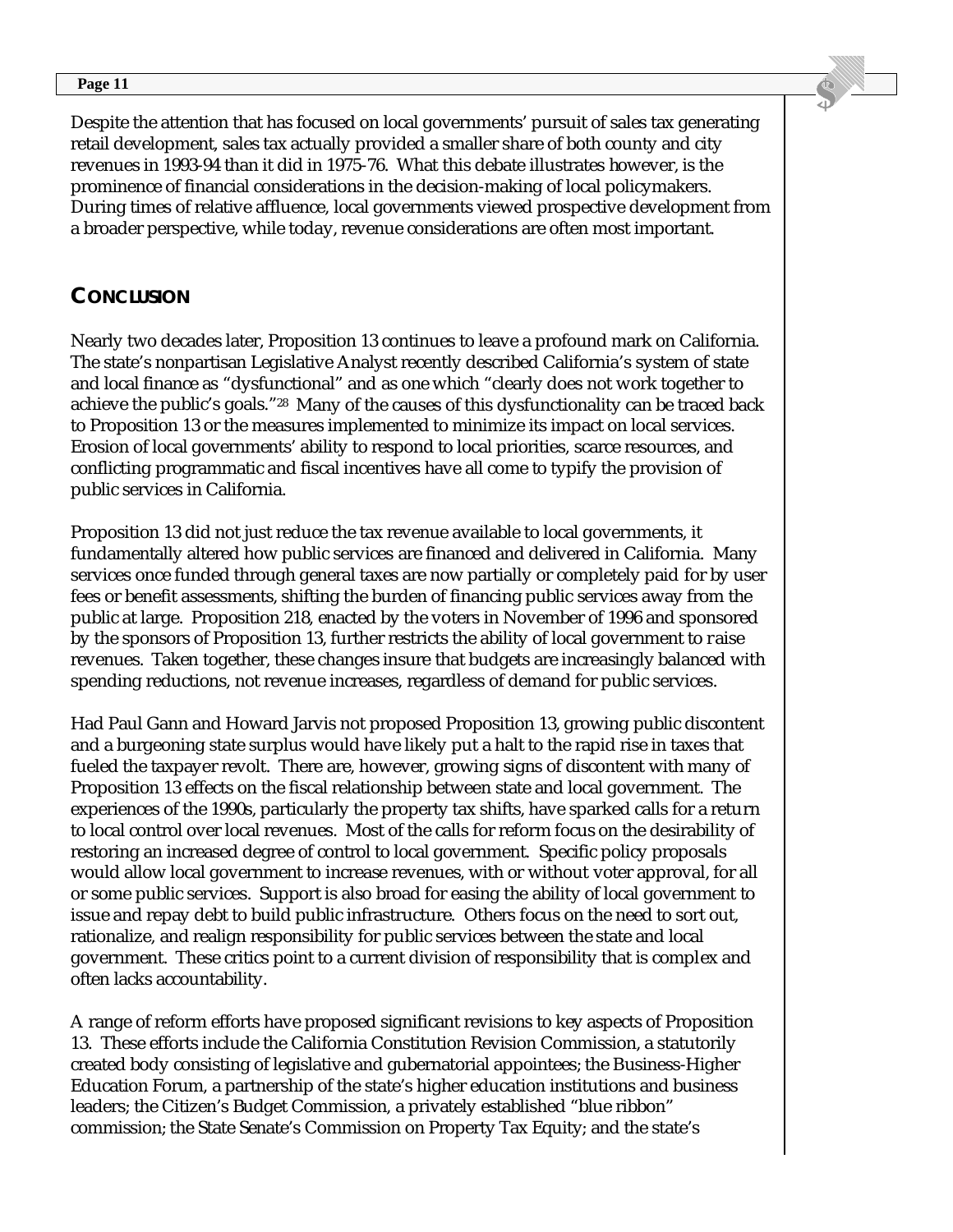Despite the attention that has focused on local governments' pursuit of sales tax generating retail development, sales tax actually provided a smaller share of both county and city revenues in 1993-94 than it did in 1975-76. What this debate illustrates however, is the prominence of financial considerations in the decision-making of local policymakers. During times of relative affluence, local governments viewed prospective development from a broader perspective, while today, revenue considerations are often most important.

## CONCLUSION

Nearly two decades later, Proposition 13 continues to leave a profound mark on California. The state's nonpartisan Legislative Analyst recently described California's system of state and local finance as "dysfunctional" and as one which "clearly does not work together to achieve the public's goals."[28] Many of the causes of this dysfunctionality can be traced back to Proposition 13 or the measures implemented to minimize its impact on local services. Erosion of local governments' ability to respond to local priorities, scarce resources, and conflicting programmatic and fiscal incentives have all come to typify the provision of public services in California.

Proposition 13 did not just reduce the tax revenue available to local governments, it fundamentally altered how public services are financed and delivered in California. Many services once funded through general taxes are now partially or completely paid for by user fees or benefit assessments, shifting the burden of financing public services away from the public at large. Proposition 218, enacted by the voters in November of 1996 and sponsored by the sponsors of Proposition 13, further restricts the ability of local government to raise revenues. Taken together, these changes insure that budgets are increasingly balanced with spending reductions, not revenue increases, regardless of demand for public services.

Had Paul Gann and Howard Jarvis not proposed Proposition 13, growing public discontent and a burgeoning state surplus would have likely put a halt to the rapid rise in taxes that fueled the taxpayer revolt. There are, however, growing signs of discontent with many of Proposition 13 effects on the fiscal relationship between state and local government. The experiences of the 1990s, particularly the property tax shifts, have sparked calls for a return to local control over local revenues. Most of the calls for reform focus on the desirability of restoring an increased degree of control to local government. Specific policy proposals would allow local government to increase revenues, with or without voter approval, for all or some public services. Support is also broad for easing the ability of local government to issue and repay debt to build public infrastructure. Others focus on the need to sort out, rationalize, and realign responsibility for public services between the state and local government. These critics point to a current division of responsibility that is complex and often lacks accountability.

A range of reform efforts have proposed significant revisions to key aspects of Proposition 13. These efforts include the California Constitution Revision Commission, a statutorily created body consisting of legislative and gubernatorial appointees; the Business-Higher Education Forum, a partnership of the state's higher education institutions and business leaders; the Citizen's Budget Commission, a privately established "blue ribbon" commission; the State Senate's Commission on Property Tax Equity; and the state's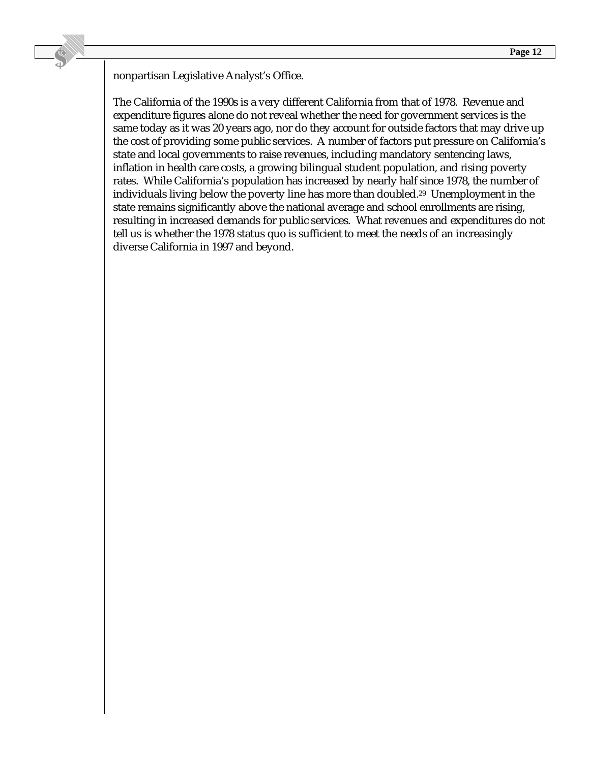nonpartisan Legislative Analyst's Office.

The California of the 1990s is a very different California from that of 1978. Revenue and expenditure figures alone do not reveal whether the need for government services is the same today as it was 20 years ago, nor do they account for outside factors that may drive up the cost of providing some public services. A number of factors put pressure on California's state and local governments to raise revenues, including mandatory sentencing laws, inflation in health care costs, a growing bilingual student population, and rising poverty rates. While California's population has increased by nearly half since 1978, the number of individuals living below the poverty line has more than doubled.[29] Unemployment in the state remains significantly above the national average and school enrollments are rising, resulting in increased demands for public services. What revenues and expenditures do not tell us is whether the 1978 status quo is sufficient to meet the needs of an increasingly diverse California in 1997 and beyond.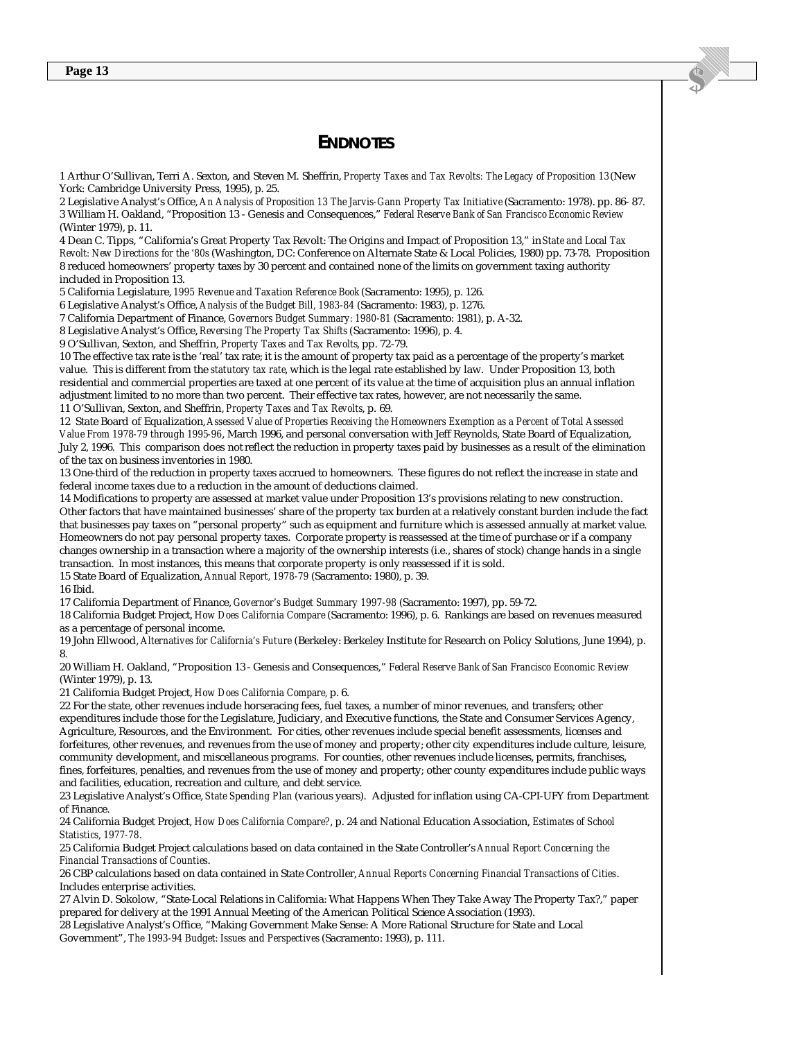## ENDNOTES

1 Arthur O'Sullivan, Terri A. Sexton, and Steven M. Sheffrin, *Property Taxes and Tax Revolts: The Legacy of Proposition 13* (New York: Cambridge University Press, 1995), p. 25.

2 Legislative Analyst's Office, *An Analysis of Proposition 13 The Jarvis-Gann Property Tax Initiative* (Sacramento: 1978). pp. 86- 87.

3 William H. Oakland, "Proposition 13 - Genesis and Consequences," *Federal Reserve Bank of San Francisco Economic Review* (Winter 1979), p. 11.

4 Dean C. Tipps, "California's Great Property Tax Revolt: The Origins and Impact of Proposition 13," in *State and Local Tax Revolt: New Directions for the '80s* (Washington, DC: Conference on Alternate State & Local Policies, 1980) pp. 73-78. Proposition 8 reduced homeowners' property taxes by 30 percent and contained none of the limits on government taxing authority included in Proposition 13.

5 California Legislature, *1995 Revenue and Taxation Reference Book* (Sacramento: 1995), p. 126.

6 Legislative Analyst's Office, *Analysis of the Budget Bill, 1983-84* (Sacramento: 1983), p. 1276.

7 California Department of Finance, *Governors Budget Summary: 1980-81* (Sacramento: 1981), p. A-32.

8 Legislative Analyst's Office, *Reversing The Property Tax Shifts* (Sacramento: 1996), p. 4.

9 O'Sullivan, Sexton, and Sheffrin, *Property Taxes and Tax Revolts*, pp. 72-79.

10 The effective tax rate is the 'real' tax rate; it is the amount of property tax paid as a percentage of the property's market value. This is different from the *statutory tax rate*, which is the legal rate established by law. Under Proposition 13, both residential and commercial properties are taxed at one percent of its value at the time of acquisition plus an annual inflation adjustment limited to no more than two percent. Their effective tax rates, however, are not necessarily the same.

11 O'Sullivan, Sexton, and Sheffrin, *Property Taxes and Tax Revolts*, p. 69.

12 State Board of Equalization, *Assessed Value of Properties Receiving the Homeowners Exemption as a Percent of Total Assessed Value From 1978-79 through 1995-96*, March 1996, and personal conversation with Jeff Reynolds, State Board of Equalization, July 2, 1996. This comparison does not reflect the reduction in property taxes paid by businesses as a result of the elimination of the tax on business inventories in 1980.

13 One-third of the reduction in property taxes accrued to homeowners. These figures do not reflect the increase in state and federal income taxes due to a reduction in the amount of deductions claimed.

14 Modifications to property are assessed at market value under Proposition 13's provisions relating to new construction. Other factors that have maintained businesses' share of the property tax burden at a relatively constant burden include the fact that businesses pay taxes on "personal property" such as equipment and furniture which is assessed annually at market value. Homeowners do not pay personal property taxes. Corporate property is reassessed at the time of purchase or if a company changes ownership in a transaction where a majority of the ownership interests (i.e., shares of stock) change hands in a single transaction. In most instances, this means that corporate property is only reassessed if it is sold.

15 State Board of Equalization, *Annual Report, 1978-79* (Sacramento: 1980), p. 39.

16 Ibid.

17 California Department of Finance, *Governor's Budget Summary 1997-98* (Sacramento: 1997), pp. 59-72.

18 California Budget Project, *How Does California Compare* (Sacramento: 1996), p. 6. Rankings are based on revenues measured as a percentage of personal income.

19 John Ellwood, *Alternatives for California's Future* (Berkeley: Berkeley Institute for Research on Policy Solutions, June 1994), p. 8.

20 William H. Oakland, "Proposition 13 - Genesis and Consequences," *Federal Reserve Bank of San Francisco Economic Review* (Winter 1979), p. 13.

21 California Budget Project, *How Does California Compare,* p. 6.

22 For the state, other revenues include horseracing fees, fuel taxes, a number of minor revenues, and transfers; other expenditures include those for the Legislature, Judiciary, and Executive functions, the State and Consumer Services Agency, Agriculture, Resources, and the Environment. For cities, other revenues include special benefit assessments, licenses and forfeitures, other revenues, and revenues from the use of money and property; other city expenditures include culture, leisure, community development, and miscellaneous programs. For counties, other revenues include licenses, permits, franchises, fines, forfeitures, penalties, and revenues from the use of money and property; other county expenditures include public ways and facilities, education, recreation and culture, and debt service.

23 Legislative Analyst's Office, *State Spending Plan* (various years). Adjusted for inflation using CA-CPI-UFY from Department of Finance.

24 California Budget Project, *How Does California Compare?*, p. 24 and National Education Association, *Estimates of School Statistics, 1977-78*.

25 California Budget Project calculations based on data contained in the State Controller's *Annual Report Concerning the Financial Transactions of Counties*.

26 CBP calculations based on data contained in State Controller, *Annual Reports Concerning Financial Transactions of Cities*. Includes enterprise activities.

27 Alvin D. Sokolow, "State-Local Relations in California: What Happens When They Take Away The Property Tax?," paper prepared for delivery at the 1991 Annual Meeting of the American Political Science Association (1993).

28 Legislative Analyst's Office, "Making Government Make Sense: A More Rational Structure for State and Local Government", *The 1993-94 Budget: Issues and Perspectives* (Sacramento: 1993), p. 111.